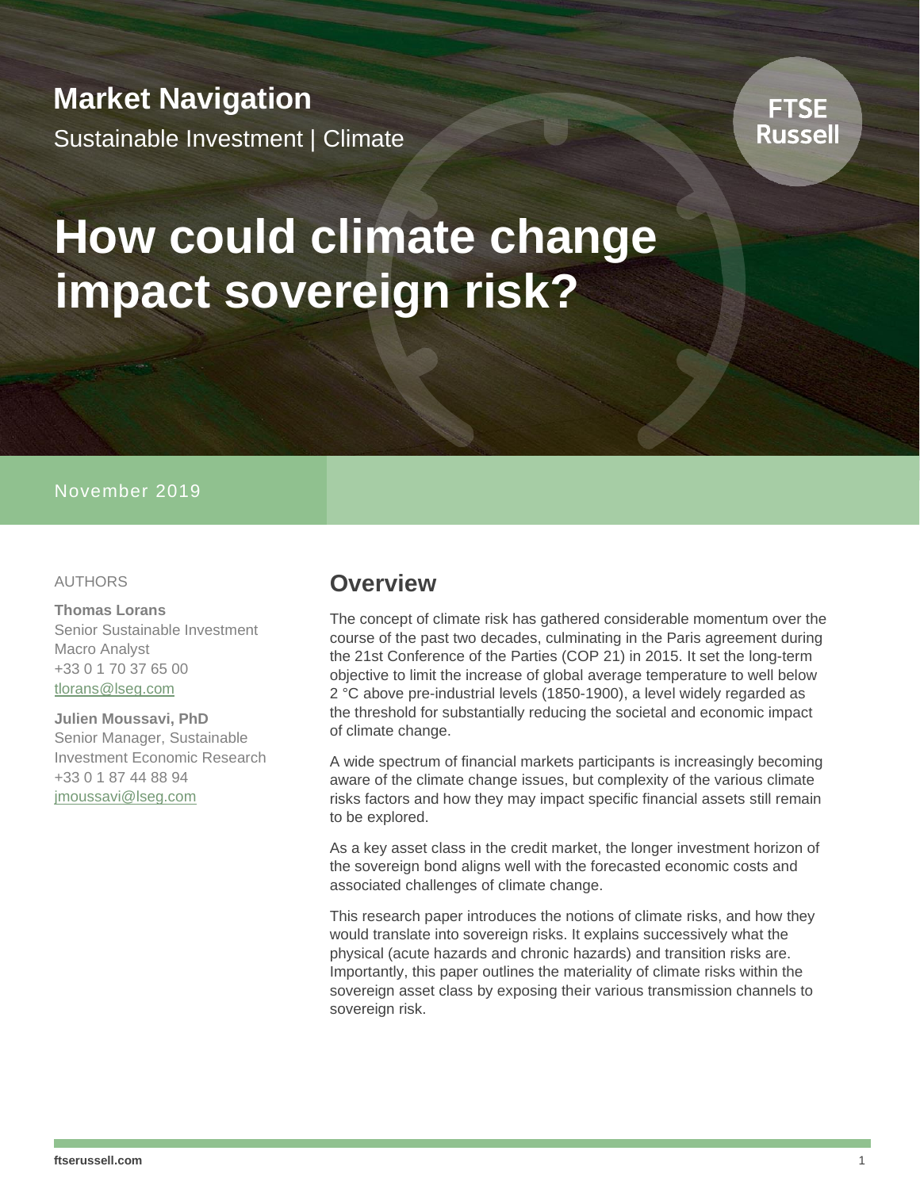Market Navigation

Sustainable Investment | Climate

FTSE Russell

# How could climate change impact sovereign risk?

November 2019

AUTHORS

**Thomas Lorans**
Senior Sustainable Investment Macro Analyst
+33 0 1 70 37 65 00
tlorans@lseg.com

**Julien Moussavi, PhD**
Senior Manager, Sustainable Investment Economic Research
+33 0 1 87 44 88 94
jmoussavi@lseg.com

## Overview

The concept of climate risk has gathered considerable momentum over the course of the past two decades, culminating in the Paris agreement during the 21st Conference of the Parties (COP 21) in 2015. It set the long-term objective to limit the increase of global average temperature to well below 2 °C above pre-industrial levels (1850-1900), a level widely regarded as the threshold for substantially reducing the societal and economic impact of climate change.

A wide spectrum of financial markets participants is increasingly becoming aware of the climate change issues, but complexity of the various climate risks factors and how they may impact specific financial assets still remain to be explored.

As a key asset class in the credit market, the longer investment horizon of the sovereign bond aligns well with the forecasted economic costs and associated challenges of climate change.

This research paper introduces the notions of climate risks, and how they would translate into sovereign risks. It explains successively what the physical (acute hazards and chronic hazards) and transition risks are. Importantly, this paper outlines the materiality of climate risks within the sovereign asset class by exposing their various transmission channels to sovereign risk.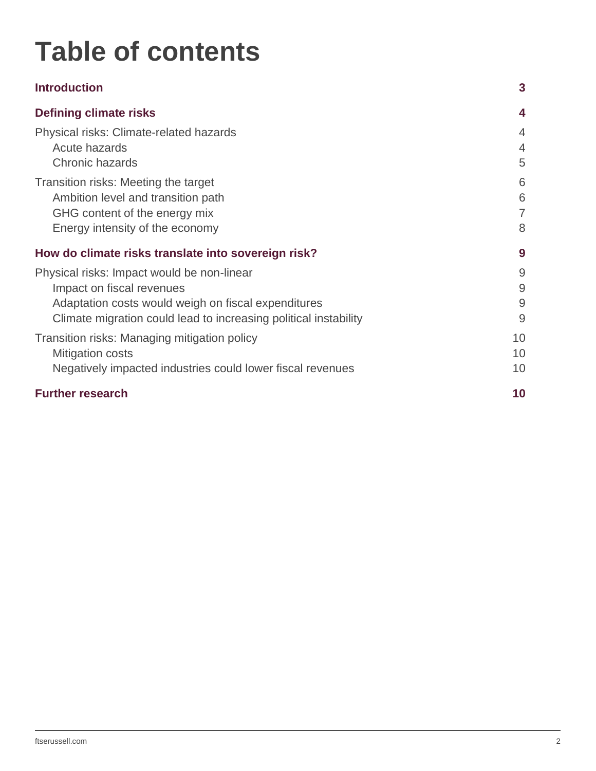# Table of contents

| | |
|---|---|
| **Introduction** | **3** |
| **Defining climate risks** | **4** |
| Physical risks: Climate-related hazards | 4 |
| Acute hazards | 4 |
| Chronic hazards | 5 |
| Transition risks: Meeting the target | 6 |
| Ambition level and transition path | 6 |
| GHG content of the energy mix | 7 |
| Energy intensity of the economy | 8 |
| **How do climate risks translate into sovereign risk?** | **9** |
| Physical risks: Impact would be non-linear | 9 |
| Impact on fiscal revenues | 9 |
| Adaptation costs would weigh on fiscal expenditures | 9 |
| Climate migration could lead to increasing political instability | 9 |
| Transition risks: Managing mitigation policy | 10 |
| Mitigation costs | 10 |
| Negatively impacted industries could lower fiscal revenues | 10 |
| **Further research** | **10** |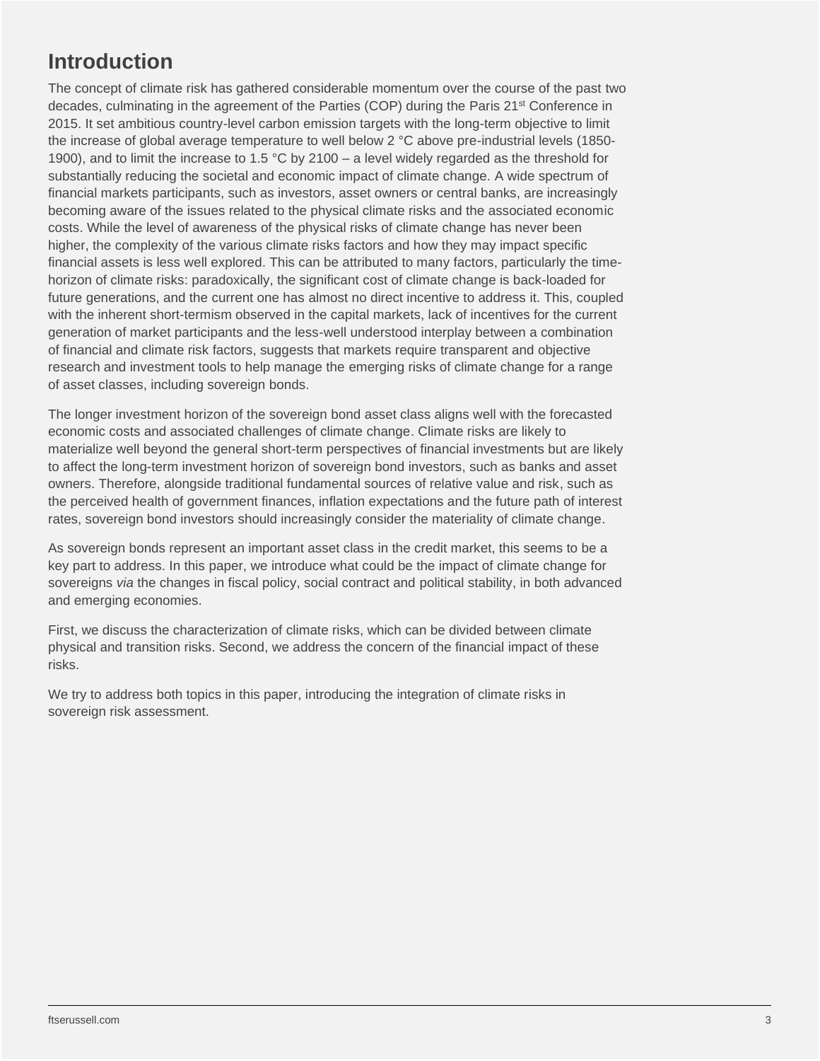# Introduction

The concept of climate risk has gathered considerable momentum over the course of the past two decades, culminating in the agreement of the Parties (COP) during the Paris 21st Conference in 2015. It set ambitious country-level carbon emission targets with the long-term objective to limit the increase of global average temperature to well below 2 °C above pre-industrial levels (1850-1900), and to limit the increase to 1.5 °C by 2100 – a level widely regarded as the threshold for substantially reducing the societal and economic impact of climate change. A wide spectrum of financial markets participants, such as investors, asset owners or central banks, are increasingly becoming aware of the issues related to the physical climate risks and the associated economic costs. While the level of awareness of the physical risks of climate change has never been higher, the complexity of the various climate risks factors and how they may impact specific financial assets is less well explored. This can be attributed to many factors, particularly the time-horizon of climate risks: paradoxically, the significant cost of climate change is back-loaded for future generations, and the current one has almost no direct incentive to address it. This, coupled with the inherent short-termism observed in the capital markets, lack of incentives for the current generation of market participants and the less-well understood interplay between a combination of financial and climate risk factors, suggests that markets require transparent and objective research and investment tools to help manage the emerging risks of climate change for a range of asset classes, including sovereign bonds.

The longer investment horizon of the sovereign bond asset class aligns well with the forecasted economic costs and associated challenges of climate change. Climate risks are likely to materialize well beyond the general short-term perspectives of financial investments but are likely to affect the long-term investment horizon of sovereign bond investors, such as banks and asset owners. Therefore, alongside traditional fundamental sources of relative value and risk, such as the perceived health of government finances, inflation expectations and the future path of interest rates, sovereign bond investors should increasingly consider the materiality of climate change.

As sovereign bonds represent an important asset class in the credit market, this seems to be a key part to address. In this paper, we introduce what could be the impact of climate change for sovereigns *via* the changes in fiscal policy, social contract and political stability, in both advanced and emerging economies.

First, we discuss the characterization of climate risks, which can be divided between climate physical and transition risks. Second, we address the concern of the financial impact of these risks.

We try to address both topics in this paper, introducing the integration of climate risks in sovereign risk assessment.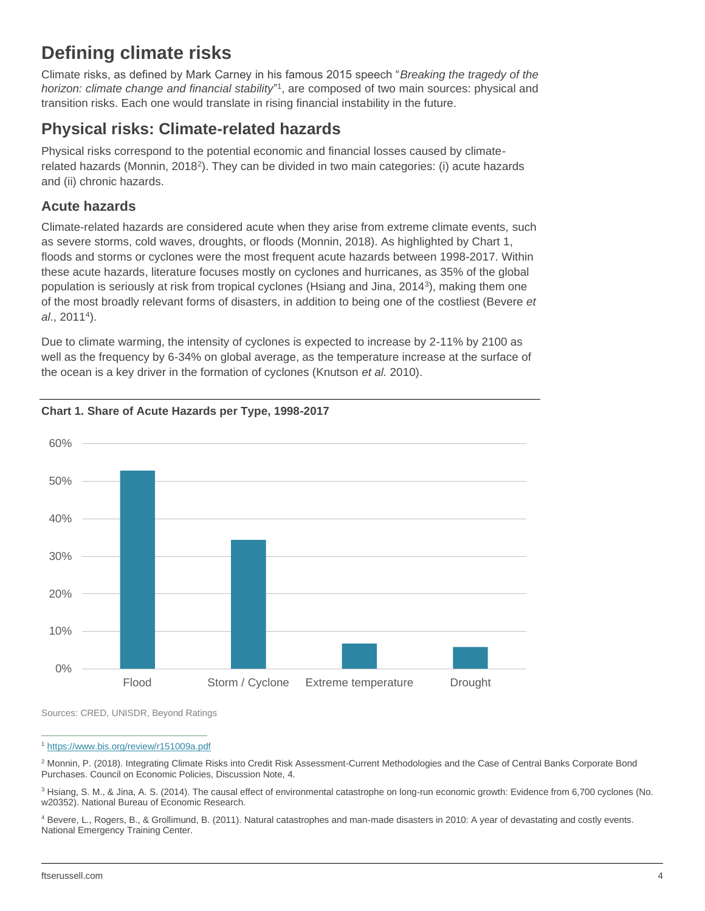## Defining climate risks

Climate risks, as defined by Mark Carney in his famous 2015 speech "*Breaking the tragedy of the horizon: climate change and financial stability*"[1], are composed of two main sources: physical and transition risks. Each one would translate in rising financial instability in the future.

## Physical risks: Climate-related hazards

Physical risks correspond to the potential economic and financial losses caused by climate-related hazards (Monnin, 2018[2]). They can be divided in two main categories: (i) acute hazards and (ii) chronic hazards.

### Acute hazards

Climate-related hazards are considered acute when they arise from extreme climate events, such as severe storms, cold waves, droughts, or floods (Monnin, 2018). As highlighted by Chart 1, floods and storms or cyclones were the most frequent acute hazards between 1998-2017. Within these acute hazards, literature focuses mostly on cyclones and hurricanes, as 35% of the global population is seriously at risk from tropical cyclones (Hsiang and Jina, 2014[3]), making them one of the most broadly relevant forms of disasters, in addition to being one of the costliest (Bevere *et al*., 2011[4]).

Due to climate warming, the intensity of cyclones is expected to increase by 2-11% by 2100 as well as the frequency by 6-34% on global average, as the temperature increase at the surface of the ocean is a key driver in the formation of cyclones (Knutson *et al.* 2010).

**Chart 1. Share of Acute Hazards per Type, 1998-2017**

60%
50%
40%
30%
20%
10%
0%

Flood
Storm / Cyclone
Extreme temperature
Drought

Sources: CRED, UNISDR, Beyond Ratings

---

[1] https://www.bis.org/review/r151009a.pdf

[2] Monnin, P. (2018). Integrating Climate Risks into Credit Risk Assessment-Current Methodologies and the Case of Central Banks Corporate Bond Purchases. Council on Economic Policies, Discussion Note, 4.

[3] Hsiang, S. M., & Jina, A. S. (2014). The causal effect of environmental catastrophe on long-run economic growth: Evidence from 6,700 cyclones (No. w20352). National Bureau of Economic Research.

[4] Bevere, L., Rogers, B., & Grollimund, B. (2011). Natural catastrophes and man-made disasters in 2010: A year of devastating and costly events. National Emergency Training Center.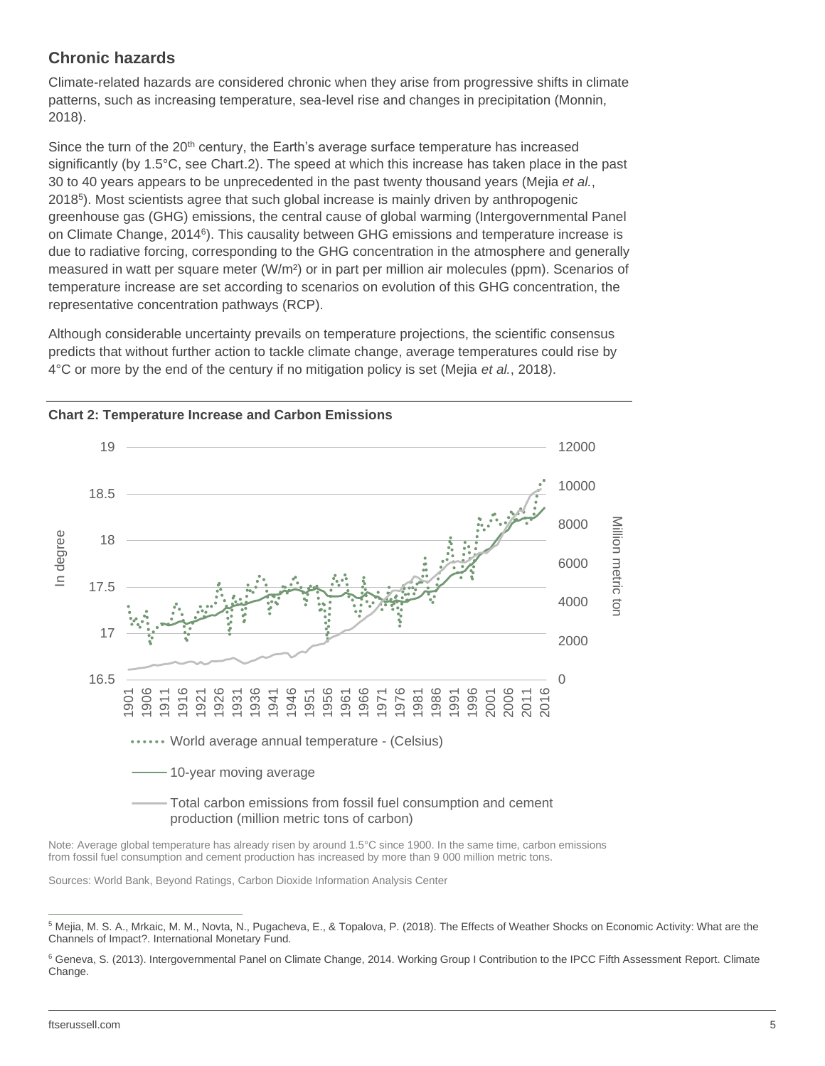## Chronic hazards

Climate-related hazards are considered chronic when they arise from progressive shifts in climate patterns, such as increasing temperature, sea-level rise and changes in precipitation (Monnin, 2018).

Since the turn of the 20th century, the Earth's average surface temperature has increased significantly (by 1.5°C, see Chart.2). The speed at which this increase has taken place in the past 30 to 40 years appears to be unprecedented in the past twenty thousand years (Mejia *et al.*, 2018[5]). Most scientists agree that such global increase is mainly driven by anthropogenic greenhouse gas (GHG) emissions, the central cause of global warming (Intergovernmental Panel on Climate Change, 2014[6]). This causality between GHG emissions and temperature increase is due to radiative forcing, corresponding to the GHG concentration in the atmosphere and generally measured in watt per square meter (W/m²) or in part per million air molecules (ppm). Scenarios of temperature increase are set according to scenarios on evolution of this GHG concentration, the representative concentration pathways (RCP).

Although considerable uncertainty prevails on temperature projections, the scientific consensus predicts that without further action to tackle climate change, average temperatures could rise by 4°C or more by the end of the century if no mitigation policy is set (Mejia *et al.*, 2018).

**Chart 2: Temperature Increase and Carbon Emissions**

In degree

19
18.5
18
17.5
17
16.5

Million metric ton

12000
10000
8000
6000
4000
2000
0

1901 1906 1911 1916 1921 1926 1931 1936 1941 1946 1951 1956 1961 1966 1971 1976 1981 1986 1991 1996 2001 2006 2011 2016

World average annual temperature - (Celsius)

10-year moving average

Total carbon emissions from fossil fuel consumption and cement production (million metric tons of carbon)

Note: Average global temperature has already risen by around 1.5°C since 1900. In the same time, carbon emissions from fossil fuel consumption and cement production has increased by more than 9 000 million metric tons.

Sources: World Bank, Beyond Ratings, Carbon Dioxide Information Analysis Center

---

[5] Mejia, M. S. A., Mrkaic, M. M., Novta, N., Pugacheva, E., & Topalova, P. (2018). The Effects of Weather Shocks on Economic Activity: What are the Channels of Impact?. International Monetary Fund.

[6] Geneva, S. (2013). Intergovernmental Panel on Climate Change, 2014. Working Group I Contribution to the IPCC Fifth Assessment Report. Climate Change.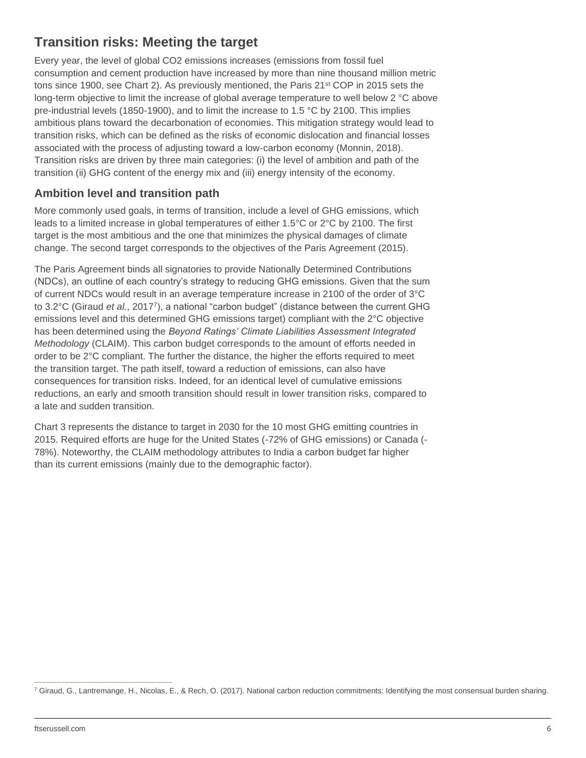## Transition risks: Meeting the target

Every year, the level of global CO2 emissions increases (emissions from fossil fuel consumption and cement production have increased by more than nine thousand million metric tons since 1900, see Chart 2). As previously mentioned, the Paris 21st COP in 2015 sets the long-term objective to limit the increase of global average temperature to well below 2 °C above pre-industrial levels (1850-1900), and to limit the increase to 1.5 °C by 2100. This implies ambitious plans toward the decarbonation of economies. This mitigation strategy would lead to transition risks, which can be defined as the risks of economic dislocation and financial losses associated with the process of adjusting toward a low-carbon economy (Monnin, 2018). Transition risks are driven by three main categories: (i) the level of ambition and path of the transition (ii) GHG content of the energy mix and (iii) energy intensity of the economy.

### Ambition level and transition path

More commonly used goals, in terms of transition, include a level of GHG emissions, which leads to a limited increase in global temperatures of either 1.5°C or 2°C by 2100. The first target is the most ambitious and the one that minimizes the physical damages of climate change. The second target corresponds to the objectives of the Paris Agreement (2015).

The Paris Agreement binds all signatories to provide Nationally Determined Contributions (NDCs), an outline of each country's strategy to reducing GHG emissions. Given that the sum of current NDCs would result in an average temperature increase in 2100 of the order of 3°C to 3.2°C (Giraud *et al.*, 2017[7]), a national "carbon budget" (distance between the current GHG emissions level and this determined GHG emissions target) compliant with the 2°C objective has been determined using the *Beyond Ratings' Climate Liabilities Assessment Integrated Methodology* (CLAIM). This carbon budget corresponds to the amount of efforts needed in order to be 2°C compliant. The further the distance, the higher the efforts required to meet the transition target. The path itself, toward a reduction of emissions, can also have consequences for transition risks. Indeed, for an identical level of cumulative emissions reductions, an early and smooth transition should result in lower transition risks, compared to a late and sudden transition.

Chart 3 represents the distance to target in 2030 for the 10 most GHG emitting countries in 2015. Required efforts are huge for the United States (-72% of GHG emissions) or Canada (-78%). Noteworthy, the CLAIM methodology attributes to India a carbon budget far higher than its current emissions (mainly due to the demographic factor).

[7] Giraud, G., Lantremange, H., Nicolas, E., & Rech, O. (2017). National carbon reduction commitments: Identifying the most consensual burden sharing.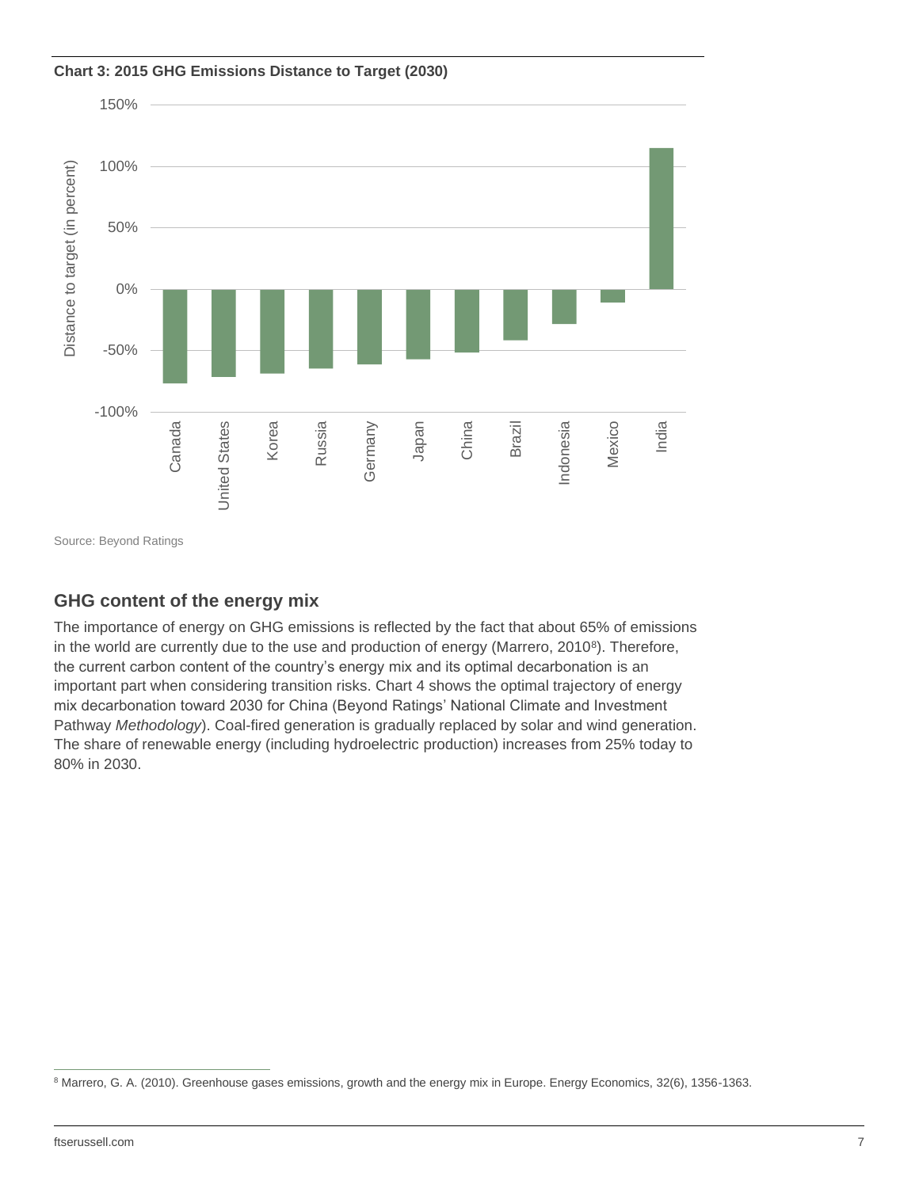**Chart 3: 2015 GHG Emissions Distance to Target (2030)**

Distance to target (in percent)

150%
100%
50%
0%
-50%
-100%

Canada
United States
Korea
Russia
Germany
Japan
China
Brazil
Indonesia
Mexico
India

Source: Beyond Ratings

## GHG content of the energy mix

The importance of energy on GHG emissions is reflected by the fact that about 65% of emissions in the world are currently due to the use and production of energy (Marrero, 2010[8]). Therefore, the current carbon content of the country's energy mix and its optimal decarbonation is an important part when considering transition risks. Chart 4 shows the optimal trajectory of energy mix decarbonation toward 2030 for China (Beyond Ratings' National Climate and Investment Pathway *Methodology*). Coal-fired generation is gradually replaced by solar and wind generation. The share of renewable energy (including hydroelectric production) increases from 25% today to 80% in 2030.

[8] Marrero, G. A. (2010). Greenhouse gases emissions, growth and the energy mix in Europe. Energy Economics, 32(6), 1356-1363.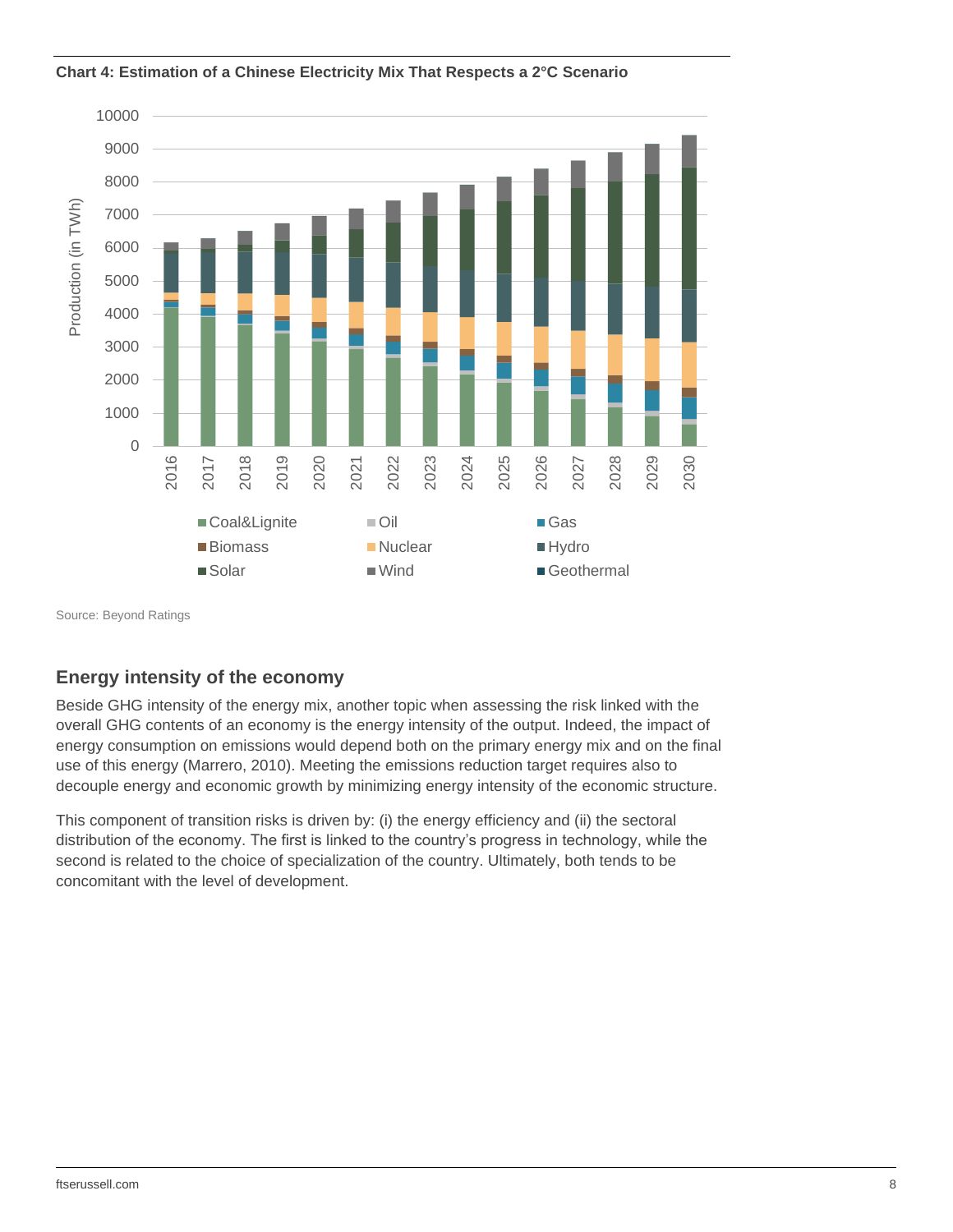**Chart 4: Estimation of a Chinese Electricity Mix That Respects a 2°C Scenario**

Production (in TWh)

10000
9000
8000
7000
6000
5000
4000
3000
2000
1000
0

2016 2017 2018 2019 2020 2021 2022 2023 2024 2025 2026 2027 2028 2029 2030

Coal&Lignite
Oil
Gas
Biomass
Nuclear
Hydro
Solar
Wind
Geothermal

Source: Beyond Ratings

## Energy intensity of the economy

Beside GHG intensity of the energy mix, another topic when assessing the risk linked with the overall GHG contents of an economy is the energy intensity of the output. Indeed, the impact of energy consumption on emissions would depend both on the primary energy mix and on the final use of this energy (Marrero, 2010). Meeting the emissions reduction target requires also to decouple energy and economic growth by minimizing energy intensity of the economic structure.

This component of transition risks is driven by: (i) the energy efficiency and (ii) the sectoral distribution of the economy. The first is linked to the country's progress in technology, while the second is related to the choice of specialization of the country. Ultimately, both tends to be concomitant with the level of development.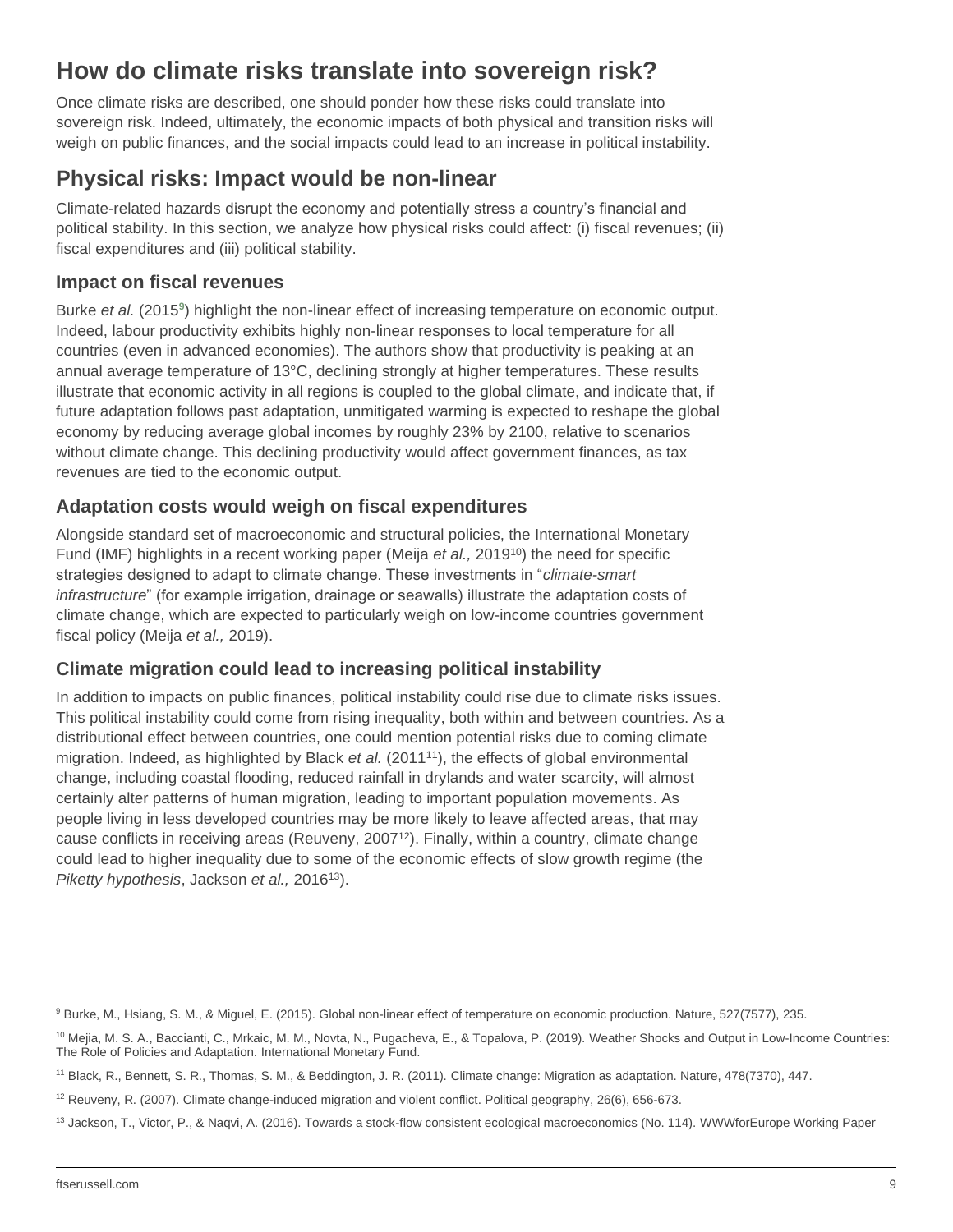## How do climate risks translate into sovereign risk?

Once climate risks are described, one should ponder how these risks could translate into sovereign risk. Indeed, ultimately, the economic impacts of both physical and transition risks will weigh on public finances, and the social impacts could lead to an increase in political instability.

## Physical risks: Impact would be non-linear

Climate-related hazards disrupt the economy and potentially stress a country's financial and political stability. In this section, we analyze how physical risks could affect: (i) fiscal revenues; (ii) fiscal expenditures and (iii) political stability.

### Impact on fiscal revenues

Burke *et al.* (2015[9]) highlight the non-linear effect of increasing temperature on economic output. Indeed, labour productivity exhibits highly non-linear responses to local temperature for all countries (even in advanced economies). The authors show that productivity is peaking at an annual average temperature of 13°C, declining strongly at higher temperatures. These results illustrate that economic activity in all regions is coupled to the global climate, and indicate that, if future adaptation follows past adaptation, unmitigated warming is expected to reshape the global economy by reducing average global incomes by roughly 23% by 2100, relative to scenarios without climate change. This declining productivity would affect government finances, as tax revenues are tied to the economic output.

### Adaptation costs would weigh on fiscal expenditures

Alongside standard set of macroeconomic and structural policies, the International Monetary Fund (IMF) highlights in a recent working paper (Meija *et al.,* 2019[10]) the need for specific strategies designed to adapt to climate change. These investments in "*climate-smart infrastructure*" (for example irrigation, drainage or seawalls) illustrate the adaptation costs of climate change, which are expected to particularly weigh on low-income countries government fiscal policy (Meija *et al.,* 2019).

### Climate migration could lead to increasing political instability

In addition to impacts on public finances, political instability could rise due to climate risks issues. This political instability could come from rising inequality, both within and between countries. As a distributional effect between countries, one could mention potential risks due to coming climate migration. Indeed, as highlighted by Black *et al.* (2011[11]), the effects of global environmental change, including coastal flooding, reduced rainfall in drylands and water scarcity, will almost certainly alter patterns of human migration, leading to important population movements. As people living in less developed countries may be more likely to leave affected areas, that may cause conflicts in receiving areas (Reuveny, 2007[12]). Finally, within a country, climate change could lead to higher inequality due to some of the economic effects of slow growth regime (the *Piketty hypothesis*, Jackson *et al.,* 2016[13]).

---

[9] Burke, M., Hsiang, S. M., & Miguel, E. (2015). Global non-linear effect of temperature on economic production. Nature, 527(7577), 235.

[10] Mejia, M. S. A., Baccianti, C., Mrkaic, M. M., Novta, N., Pugacheva, E., & Topalova, P. (2019). Weather Shocks and Output in Low-Income Countries: The Role of Policies and Adaptation. International Monetary Fund.

[11] Black, R., Bennett, S. R., Thomas, S. M., & Beddington, J. R. (2011). Climate change: Migration as adaptation. Nature, 478(7370), 447.

[12] Reuveny, R. (2007). Climate change-induced migration and violent conflict. Political geography, 26(6), 656-673.

[13] Jackson, T., Victor, P., & Naqvi, A. (2016). Towards a stock-flow consistent ecological macroeconomics (No. 114). WWWforEurope Working Paper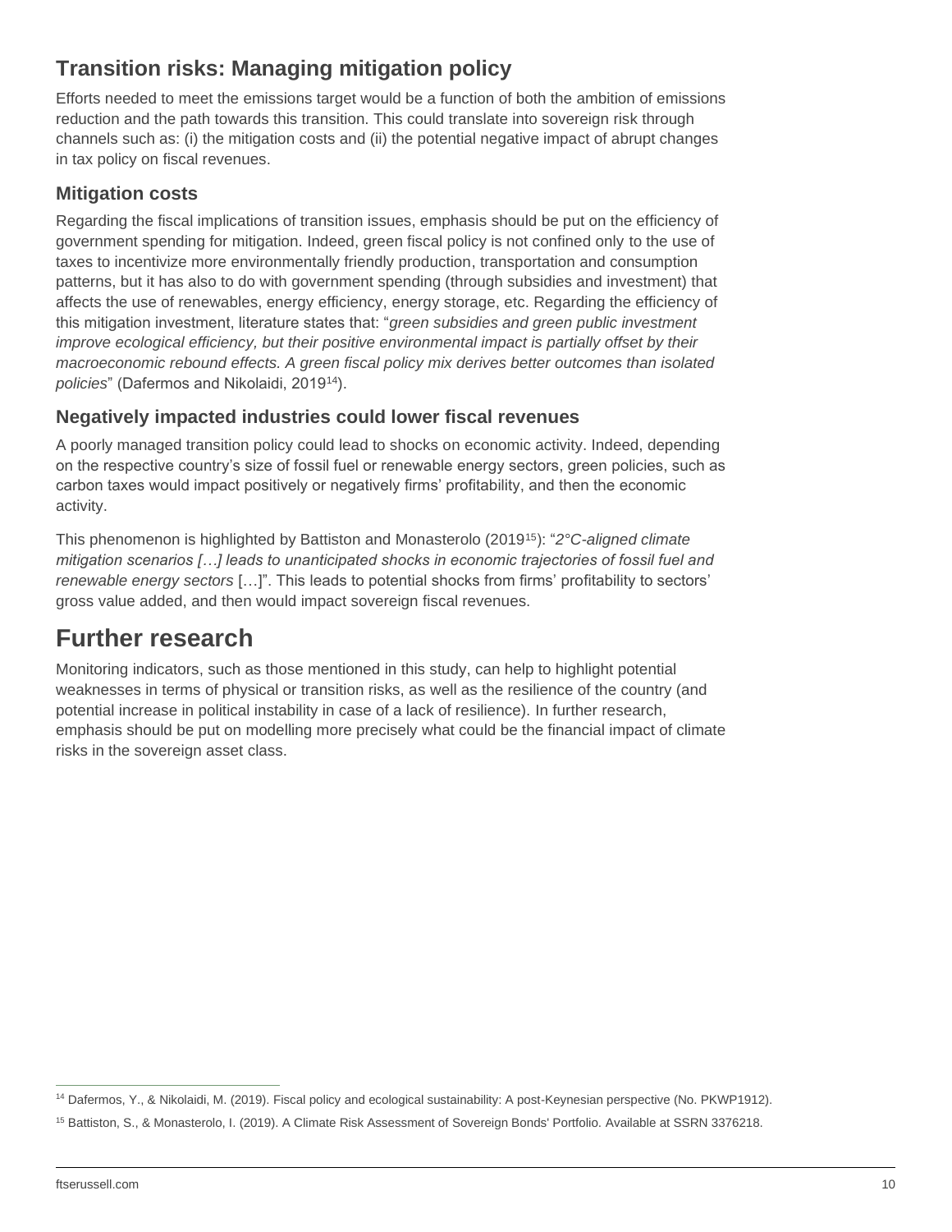## Transition risks: Managing mitigation policy

Efforts needed to meet the emissions target would be a function of both the ambition of emissions reduction and the path towards this transition. This could translate into sovereign risk through channels such as: (i) the mitigation costs and (ii) the potential negative impact of abrupt changes in tax policy on fiscal revenues.

### Mitigation costs

Regarding the fiscal implications of transition issues, emphasis should be put on the efficiency of government spending for mitigation. Indeed, green fiscal policy is not confined only to the use of taxes to incentivize more environmentally friendly production, transportation and consumption patterns, but it has also to do with government spending (through subsidies and investment) that affects the use of renewables, energy efficiency, energy storage, etc. Regarding the efficiency of this mitigation investment, literature states that: "*green subsidies and green public investment improve ecological efficiency, but their positive environmental impact is partially offset by their macroeconomic rebound effects. A green fiscal policy mix derives better outcomes than isolated policies*" (Dafermos and Nikolaidi, 2019[14]).

### Negatively impacted industries could lower fiscal revenues

A poorly managed transition policy could lead to shocks on economic activity. Indeed, depending on the respective country's size of fossil fuel or renewable energy sectors, green policies, such as carbon taxes would impact positively or negatively firms' profitability, and then the economic activity.

This phenomenon is highlighted by Battiston and Monasterolo (2019[15]): "*2°C-aligned climate mitigation scenarios […] leads to unanticipated shocks in economic trajectories of fossil fuel and renewable energy sectors* […]". This leads to potential shocks from firms' profitability to sectors' gross value added, and then would impact sovereign fiscal revenues.

# Further research

Monitoring indicators, such as those mentioned in this study, can help to highlight potential weaknesses in terms of physical or transition risks, as well as the resilience of the country (and potential increase in political instability in case of a lack of resilience). In further research, emphasis should be put on modelling more precisely what could be the financial impact of climate risks in the sovereign asset class.

[14] Dafermos, Y., & Nikolaidi, M. (2019). Fiscal policy and ecological sustainability: A post-Keynesian perspective (No. PKWP1912).

[15] Battiston, S., & Monasterolo, I. (2019). A Climate Risk Assessment of Sovereign Bonds' Portfolio. Available at SSRN 3376218.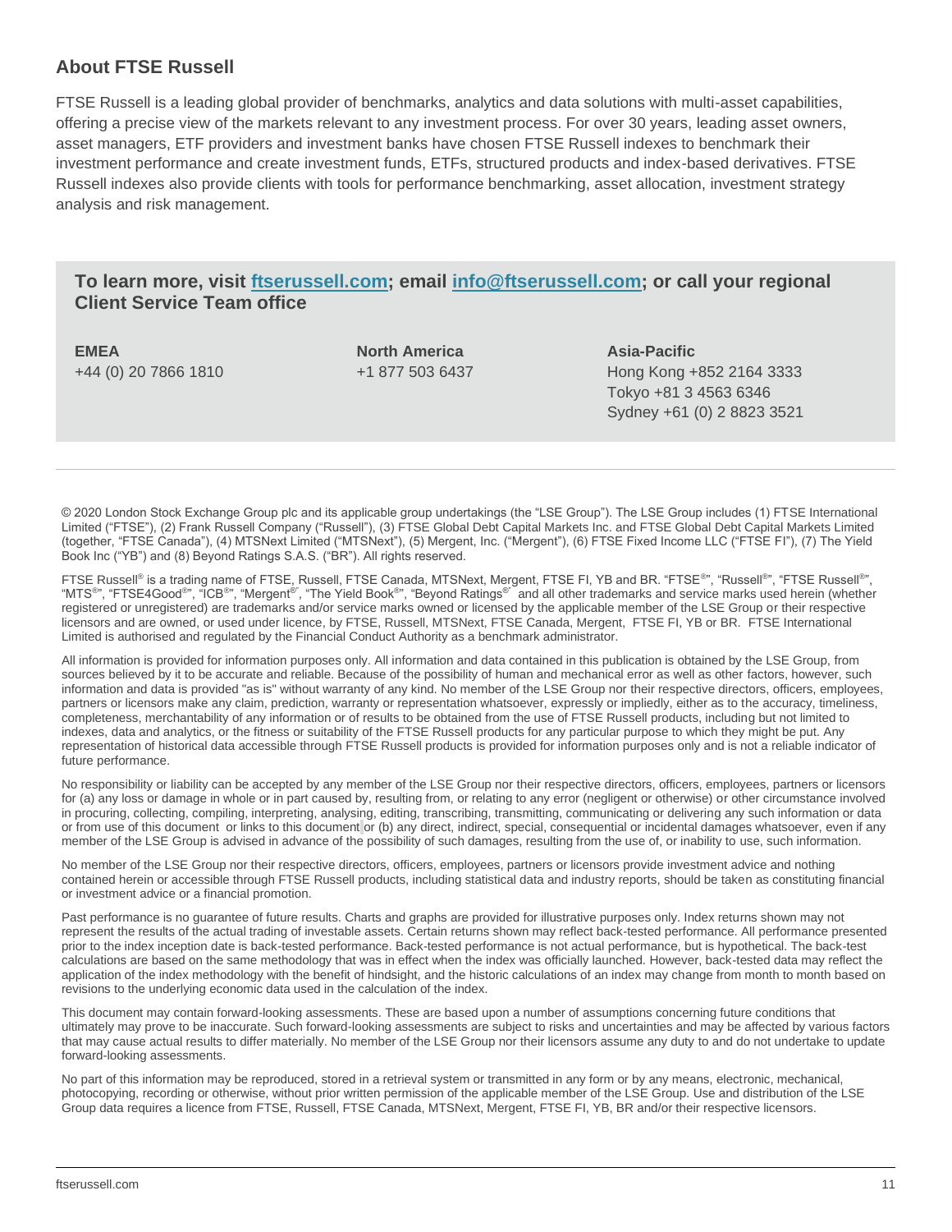## About FTSE Russell

FTSE Russell is a leading global provider of benchmarks, analytics and data solutions with multi-asset capabilities, offering a precise view of the markets relevant to any investment process. For over 30 years, leading asset owners, asset managers, ETF providers and investment banks have chosen FTSE Russell indexes to benchmark their investment performance and create investment funds, ETFs, structured products and index-based derivatives. FTSE Russell indexes also provide clients with tools for performance benchmarking, asset allocation, investment strategy analysis and risk management.

**To learn more, visit [ftserussell.com](https://www.ftserussell.com); email [info@ftserussell.com](mailto:info@ftserussell.com); or call your regional Client Service Team office**

**EMEA**
+44 (0) 20 7866 1810

**North America**
+1 877 503 6437

**Asia-Pacific**
Hong Kong +852 2164 3333
Tokyo +81 3 4563 6346
Sydney +61 (0) 2 8823 3521

© 2020 London Stock Exchange Group plc and its applicable group undertakings (the "LSE Group"). The LSE Group includes (1) FTSE International Limited ("FTSE"), (2) Frank Russell Company ("Russell"), (3) FTSE Global Debt Capital Markets Inc. and FTSE Global Debt Capital Markets Limited (together, "FTSE Canada"), (4) MTSNext Limited ("MTSNext"), (5) Mergent, Inc. ("Mergent"), (6) FTSE Fixed Income LLC ("FTSE FI"), (7) The Yield Book Inc ("YB") and (8) Beyond Ratings S.A.S. ("BR"). All rights reserved.

FTSE Russell® is a trading name of FTSE, Russell, FTSE Canada, MTSNext, Mergent, FTSE FI, YB and BR. "FTSE®", "Russell®", "FTSE Russell®", "MTS®", "FTSE4Good®", "ICB®", "Mergent®", "The Yield Book®", "Beyond Ratings®" and all other trademarks and service marks used herein (whether registered or unregistered) are trademarks and/or service marks owned or licensed by the applicable member of the LSE Group or their respective licensors and are owned, or used under licence, by FTSE, Russell, MTSNext, FTSE Canada, Mergent, FTSE FI, YB or BR. FTSE International Limited is authorised and regulated by the Financial Conduct Authority as a benchmark administrator.

All information is provided for information purposes only. All information and data contained in this publication is obtained by the LSE Group, from sources believed by it to be accurate and reliable. Because of the possibility of human and mechanical error as well as other factors, however, such information and data is provided "as is" without warranty of any kind. No member of the LSE Group nor their respective directors, officers, employees, partners or licensors make any claim, prediction, warranty or representation whatsoever, expressly or impliedly, either as to the accuracy, timeliness, completeness, merchantability of any information or of results to be obtained from the use of FTSE Russell products, including but not limited to indexes, data and analytics, or the fitness or suitability of the FTSE Russell products for any particular purpose to which they might be put. Any representation of historical data accessible through FTSE Russell products is provided for information purposes only and is not a reliable indicator of future performance.

No responsibility or liability can be accepted by any member of the LSE Group nor their respective directors, officers, employees, partners or licensors for (a) any loss or damage in whole or in part caused by, resulting from, or relating to any error (negligent or otherwise) or other circumstance involved in procuring, collecting, compiling, interpreting, analysing, editing, transcribing, transmitting, communicating or delivering any such information or data or from use of this document or links to this document or (b) any direct, indirect, special, consequential or incidental damages whatsoever, even if any member of the LSE Group is advised in advance of the possibility of such damages, resulting from the use of, or inability to use, such information.

No member of the LSE Group nor their respective directors, officers, employees, partners or licensors provide investment advice and nothing contained herein or accessible through FTSE Russell products, including statistical data and industry reports, should be taken as constituting financial or investment advice or a financial promotion.

Past performance is no guarantee of future results. Charts and graphs are provided for illustrative purposes only. Index returns shown may not represent the results of the actual trading of investable assets. Certain returns shown may reflect back-tested performance. All performance presented prior to the index inception date is back-tested performance. Back-tested performance is not actual performance, but is hypothetical. The back-test calculations are based on the same methodology that was in effect when the index was officially launched. However, back-tested data may reflect the application of the index methodology with the benefit of hindsight, and the historic calculations of an index may change from month to month based on revisions to the underlying economic data used in the calculation of the index.

This document may contain forward-looking assessments. These are based upon a number of assumptions concerning future conditions that ultimately may prove to be inaccurate. Such forward-looking assessments are subject to risks and uncertainties and may be affected by various factors that may cause actual results to differ materially. No member of the LSE Group nor their licensors assume any duty to and do not undertake to update forward-looking assessments.

No part of this information may be reproduced, stored in a retrieval system or transmitted in any form or by any means, electronic, mechanical, photocopying, recording or otherwise, without prior written permission of the applicable member of the LSE Group. Use and distribution of the LSE Group data requires a licence from FTSE, Russell, FTSE Canada, MTSNext, Mergent, FTSE FI, YB, BR and/or their respective licensors.